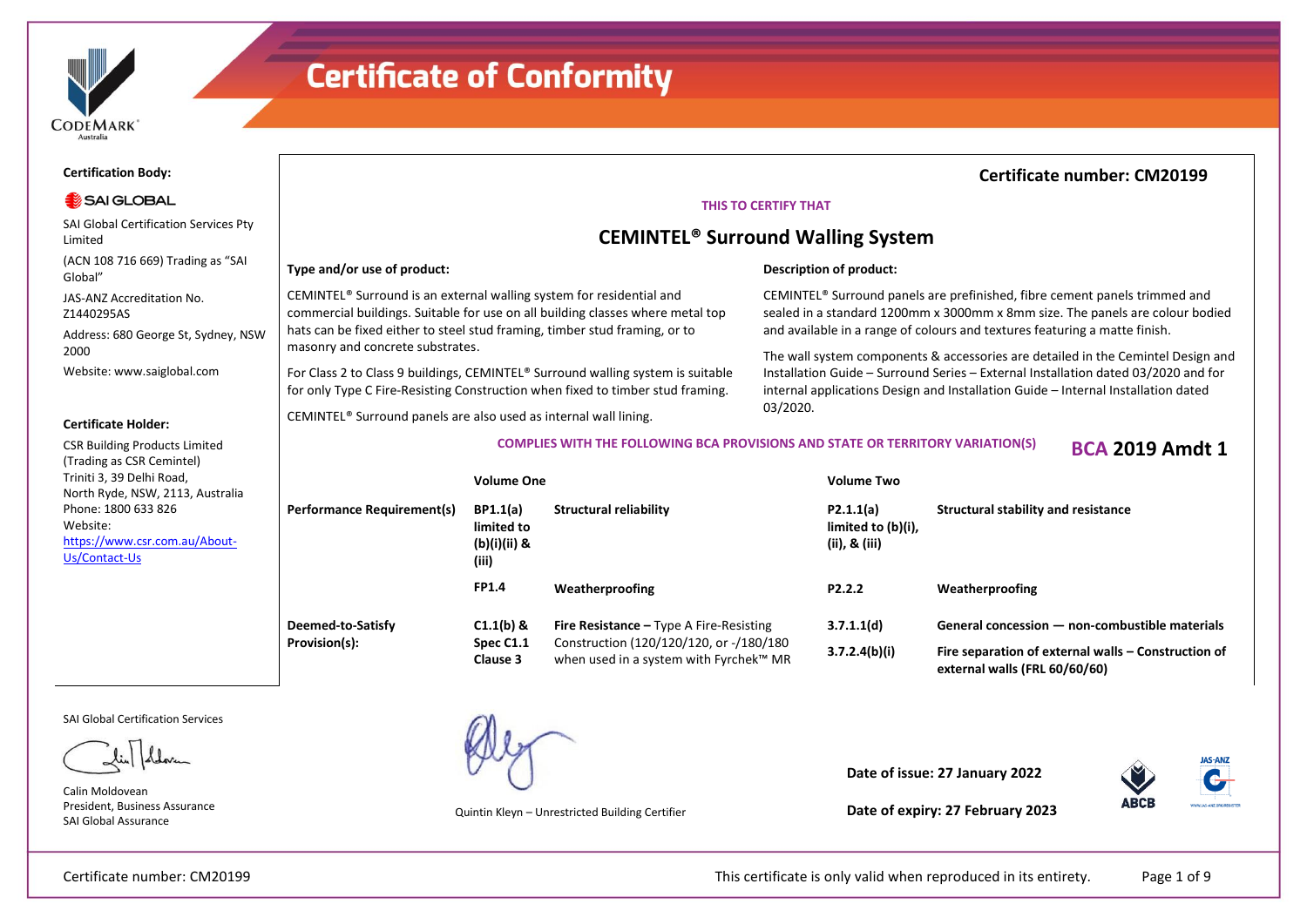# Certificate of Conformity

**Certification Body:**

SAI GLOBAL

SAI Global Certification Services Pty Limited

(ACN 108 716 669) Trading as "SAI Global"

JAS-ANZ Accreditation No. Z1440295AS

Address: 680 George St, Sydney, NSW 2000

Website: www.saiglobal.com

**Certificate Holder:**

CSR Building Products Limited
(Trading as CSR Cemintel)
Triniti 3, 39 Delhi Road,
North Ryde, NSW, 2113, Australia
Phone: 1800 633 826
Website:
https://www.csr.com.au/About-Us/Contact-Us

## Certificate number: CM20199

**THIS TO CERTIFY THAT**

## CEMINTEL® Surround Walling System

**Type and/or use of product:**

CEMINTEL® Surround is an external walling system for residential and commercial buildings. Suitable for use on all building classes where metal top hats can be fixed either to steel stud framing, timber stud framing, or to masonry and concrete substrates.

For Class 2 to Class 9 buildings, CEMINTEL® Surround walling system is suitable for only Type C Fire-Resisting Construction when fixed to timber stud framing.

CEMINTEL® Surround panels are also used as internal wall lining.

**Description of product:**

CEMINTEL® Surround panels are prefinished, fibre cement panels trimmed and sealed in a standard 1200mm x 3000mm x 8mm size. The panels are colour bodied and available in a range of colours and textures featuring a matte finish.

The wall system components & accessories are detailed in the Cemintel Design and Installation Guide – Surround Series – External Installation dated 03/2020 and for internal applications Design and Installation Guide – Internal Installation dated 03/2020.

**COMPLIES WITH THE FOLLOWING BCA PROVISIONS AND STATE OR TERRITORY VARIATION(S)** **BCA 2019 Amdt 1**

| | Volume One | | Volume Two | |
|---|---|---|---|---|
| **Performance Requirement(s)** | **BP1.1(a) limited to (b)(i)(ii) & (iii)** | **Structural reliability** | **P2.1.1(a) limited to (b)(i), (ii), & (iii)** | **Structural stability and resistance** |
| | **FP1.4** | **Weatherproofing** | **P2.2.2** | **Weatherproofing** |
| **Deemed-to-Satisfy Provision(s):** | **C1.1(b) & Spec C1.1 Clause 3** | **Fire Resistance –** Type A Fire-Resisting Construction (120/120/120, or -/180/180 when used in a system with Fyrchek™ MR | **3.7.1.1(d)** | **General concession — non-combustible materials** |
| | | | **3.7.2.4(b)(i)** | **Fire separation of external walls – Construction of external walls (FRL 60/60/60)** |

SAI Global Certification Services

Calin Moldovean
President, Business Assurance
SAI Global Assurance

Quintin Kleyn – Unrestricted Building Certifier

**Date of issue: 27 January 2022**

**Date of expiry: 27 February 2023**

This certificate is only valid when reproduced in its entirety.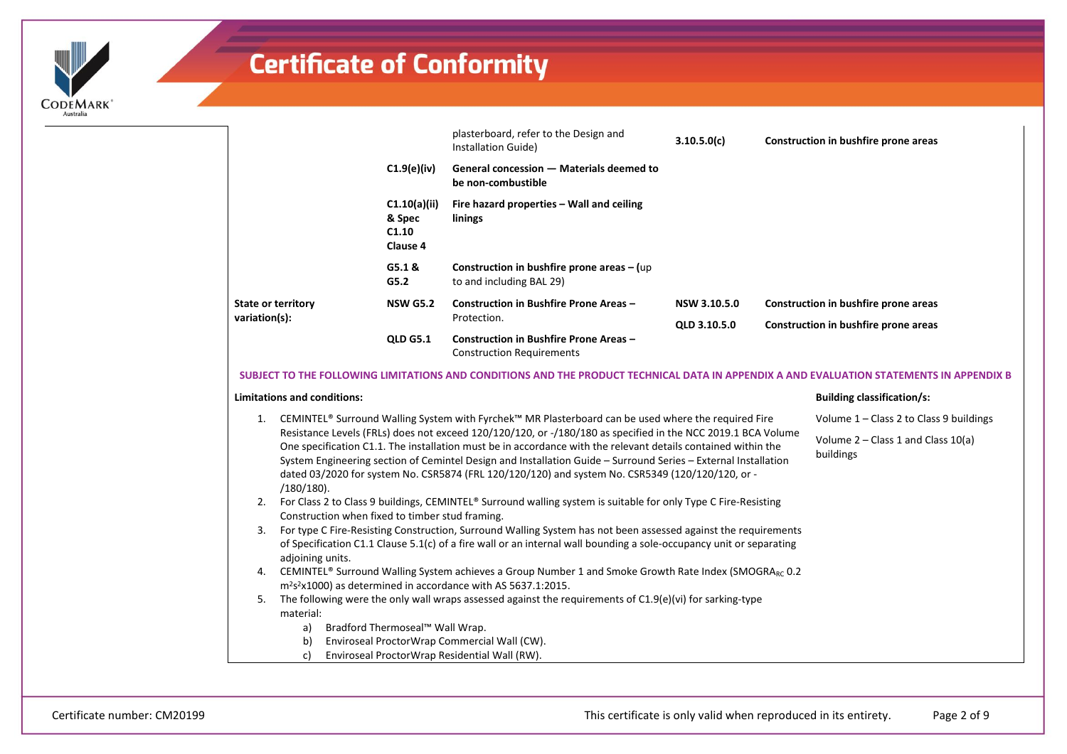# Certificate of Conformity

| | | | | |
|---|---|---|---|---|
| | | plasterboard, refer to the Design and Installation Guide) | **3.10.5.0(c)** | **Construction in bushfire prone areas** |
| | **C1.9(e)(iv)** | **General concession — Materials deemed to be non-combustible** | | |
| | **C1.10(a)(ii) & Spec C1.10 Clause 4** | **Fire hazard properties – Wall and ceiling linings** | | |
| | **G5.1 & G5.2** | **Construction in bushfire prone areas – (**up to and including BAL 29) | | |
| **State or territory variation(s):** | **NSW G5.2** | **Construction in Bushfire Prone Areas –** Protection. | **NSW 3.10.5.0** | **Construction in bushfire prone areas** |
| | **QLD G5.1** | **Construction in Bushfire Prone Areas –** Construction Requirements | **QLD 3.10.5.0** | **Construction in bushfire prone areas** |

**SUBJECT TO THE FOLLOWING LIMITATIONS AND CONDITIONS AND THE PRODUCT TECHNICAL DATA IN APPENDIX A AND EVALUATION STATEMENTS IN APPENDIX B**

**Limitations and conditions:**

1. CEMINTEL® Surround Walling System with Fyrchek™ MR Plasterboard can be used where the required Fire Resistance Levels (FRLs) does not exceed 120/120/120, or -/180/180 as specified in the NCC 2019.1 BCA Volume One specification C1.1. The installation must be in accordance with the relevant details contained within the System Engineering section of Cemintel Design and Installation Guide – Surround Series – External Installation dated 03/2020 for system No. CSR5874 (FRL 120/120/120) and system No. CSR5349 (120/120/120, or -/180/180).
2. For Class 2 to Class 9 buildings, CEMINTEL® Surround walling system is suitable for only Type C Fire-Resisting Construction when fixed to timber stud framing.
3. For type C Fire-Resisting Construction, Surround Walling System has not been assessed against the requirements of Specification C1.1 Clause 5.1(c) of a fire wall or an internal wall bounding a sole-occupancy unit or separating adjoining units.
4. CEMINTEL® Surround Walling System achieves a Group Number 1 and Smoke Growth Rate Index ($SMOGRA_{RC}$ 0.2 $m^2s^2$x1000) as determined in accordance with AS 5637.1:2015.
5. The following were the only wall wraps assessed against the requirements of C1.9(e)(vi) for sarking-type material:
   a) Bradford Thermoseal™ Wall Wrap.
   b) Enviroseal ProctorWrap Commercial Wall (CW).
   c) Enviroseal ProctorWrap Residential Wall (RW).

**Building classification/s:**

Volume 1 – Class 2 to Class 9 buildings

Volume 2 – Class 1 and Class 10(a) buildings

Certificate number: CM20199

This certificate is only valid when reproduced in its entirety.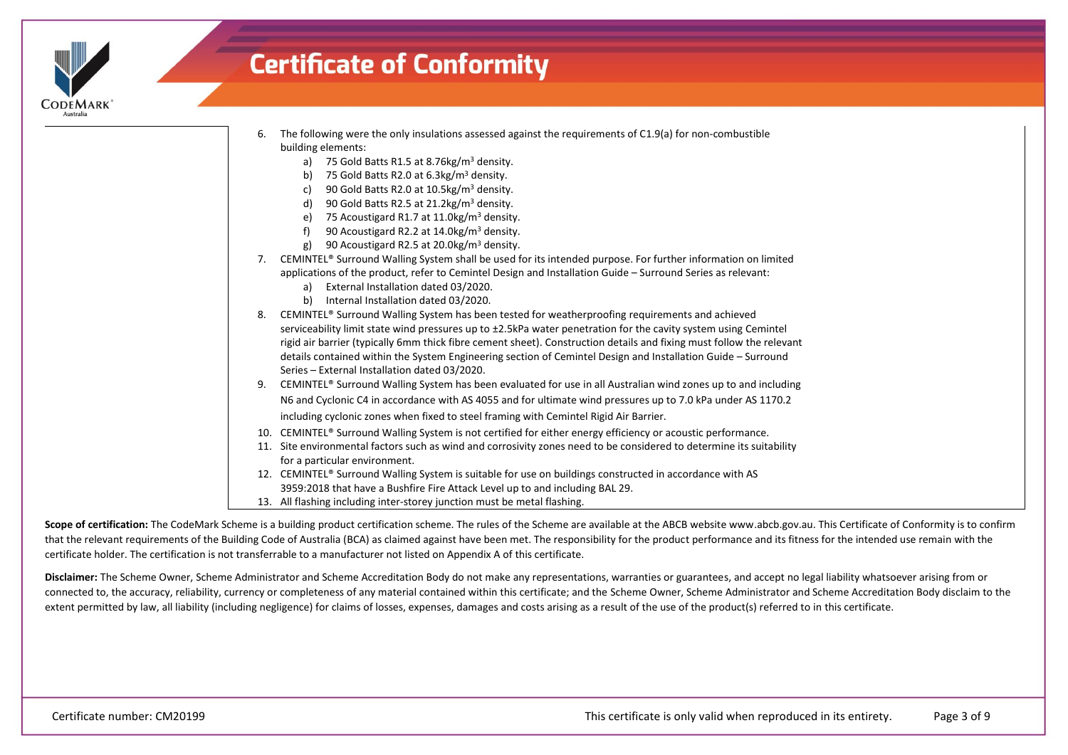# Certificate of Conformity

6. The following were the only insulations assessed against the requirements of C1.9(a) for non-combustible building elements:
   a) 75 Gold Batts R1.5 at 8.76kg/m$^3$ density.
   b) 75 Gold Batts R2.0 at 6.3kg/m$^3$ density.
   c) 90 Gold Batts R2.0 at 10.5kg/m$^3$ density.
   d) 90 Gold Batts R2.5 at 21.2kg/m$^3$ density.
   e) 75 Acoustigard R1.7 at 11.0kg/m$^3$ density.
   f) 90 Acoustigard R2.2 at 14.0kg/m$^3$ density.
   g) 90 Acoustigard R2.5 at 20.0kg/m$^3$ density.
7. CEMINTEL® Surround Walling System shall be used for its intended purpose. For further information on limited applications of the product, refer to Cemintel Design and Installation Guide – Surround Series as relevant:
   a) External Installation dated 03/2020.
   b) Internal Installation dated 03/2020.
8. CEMINTEL® Surround Walling System has been tested for weatherproofing requirements and achieved serviceability limit state wind pressures up to ±2.5kPa water penetration for the cavity system using Cemintel rigid air barrier (typically 6mm thick fibre cement sheet). Construction details and fixing must follow the relevant details contained within the System Engineering section of Cemintel Design and Installation Guide – Surround Series – External Installation dated 03/2020.
9. CEMINTEL® Surround Walling System has been evaluated for use in all Australian wind zones up to and including N6 and Cyclonic C4 in accordance with AS 4055 and for ultimate wind pressures up to 7.0 kPa under AS 1170.2 including cyclonic zones when fixed to steel framing with Cemintel Rigid Air Barrier.
10. CEMINTEL® Surround Walling System is not certified for either energy efficiency or acoustic performance.
11. Site environmental factors such as wind and corrosivity zones need to be considered to determine its suitability for a particular environment.
12. CEMINTEL® Surround Walling System is suitable for use on buildings constructed in accordance with AS 3959:2018 that have a Bushfire Fire Attack Level up to and including BAL 29.
13. All flashing including inter-storey junction must be metal flashing.

**Scope of certification:** The CodeMark Scheme is a building product certification scheme. The rules of the Scheme are available at the ABCB website www.abcb.gov.au. This Certificate of Conformity is to confirm that the relevant requirements of the Building Code of Australia (BCA) as claimed against have been met. The responsibility for the product performance and its fitness for the intended use remain with the certificate holder. The certification is not transferrable to a manufacturer not listed on Appendix A of this certificate.

**Disclaimer:** The Scheme Owner, Scheme Administrator and Scheme Accreditation Body do not make any representations, warranties or guarantees, and accept no legal liability whatsoever arising from or connected to, the accuracy, reliability, currency or completeness of any material contained within this certificate; and the Scheme Owner, Scheme Administrator and Scheme Accreditation Body disclaim to the extent permitted by law, all liability (including negligence) for claims of losses, expenses, damages and costs arising as a result of the use of the product(s) referred to in this certificate.

Certificate number: CM20199

This certificate is only valid when reproduced in its entirety.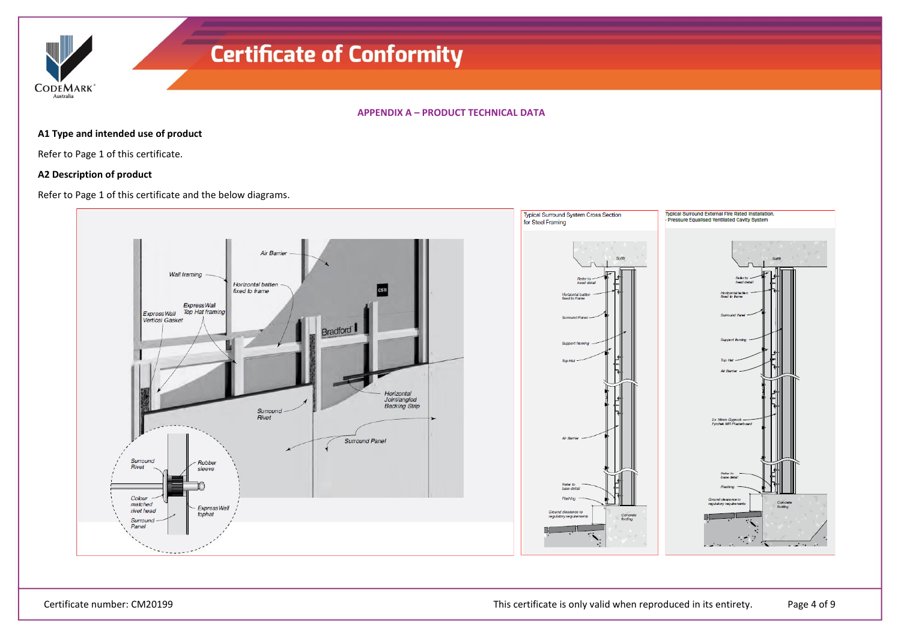## APPENDIX A – PRODUCT TECHNICAL DATA

**A1 Type and intended use of product**

Refer to Page 1 of this certificate.

**A2 Description of product**

Refer to Page 1 of this certificate and the below diagrams.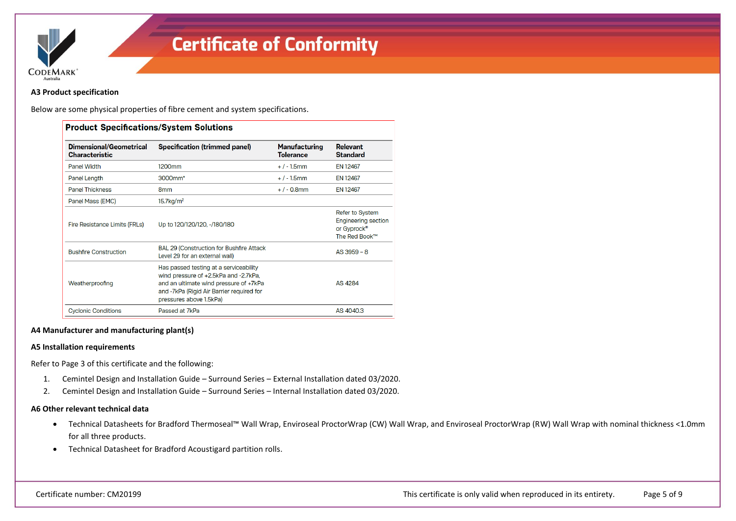### A3 Product specification

Below are some physical properties of fibre cement and system specifications.

**Product Specifications/System Solutions**

| Dimensional/Geometrical Characteristic | Specification (trimmed panel) | Manufacturing Tolerance | Relevant Standard |
|---|---|---|---|
| Panel Width | 1200mm | + / - 1.5mm | EN 12467 |
| Panel Length | 3000mm* | + / - 1.5mm | EN 12467 |
| Panel Thickness | 8mm | + / - 0.8mm | EN 12467 |
| Panel Mass (EMC) | 15.7kg/m² | | |
| Fire Resistance Limits (FRLs) | Up to 120/120/120, -/180/180 | | Refer to System Engineering section or Gyprock® The Red Book™ |
| Bushfire Construction | BAL 29 (Construction for Bushfire Attack Level 29 for an external wall) | | AS 3959 – 8 |
| Weatherproofing | Has passed testing at a serviceability wind pressure of +2.5kPa and -2.7kPa, and an ultimate wind pressure of +7kPa and -7kPa (Rigid Air Barrier required for pressures above 1.5kPa) | | AS 4284 |
| Cyclonic Conditions | Passed at 7kPa | | AS 4040.3 |

### A4 Manufacturer and manufacturing plant(s)

### A5 Installation requirements

Refer to Page 3 of this certificate and the following:

1. Cemintel Design and Installation Guide – Surround Series – External Installation dated 03/2020.
2. Cemintel Design and Installation Guide – Surround Series – Internal Installation dated 03/2020.

### A6 Other relevant technical data

- Technical Datasheets for Bradford Thermoseal™ Wall Wrap, Enviroseal ProctorWrap (CW) Wall Wrap, and Enviroseal ProctorWrap (RW) Wall Wrap with nominal thickness <1.0mm for all three products.
- Technical Datasheet for Bradford Acoustigard partition rolls.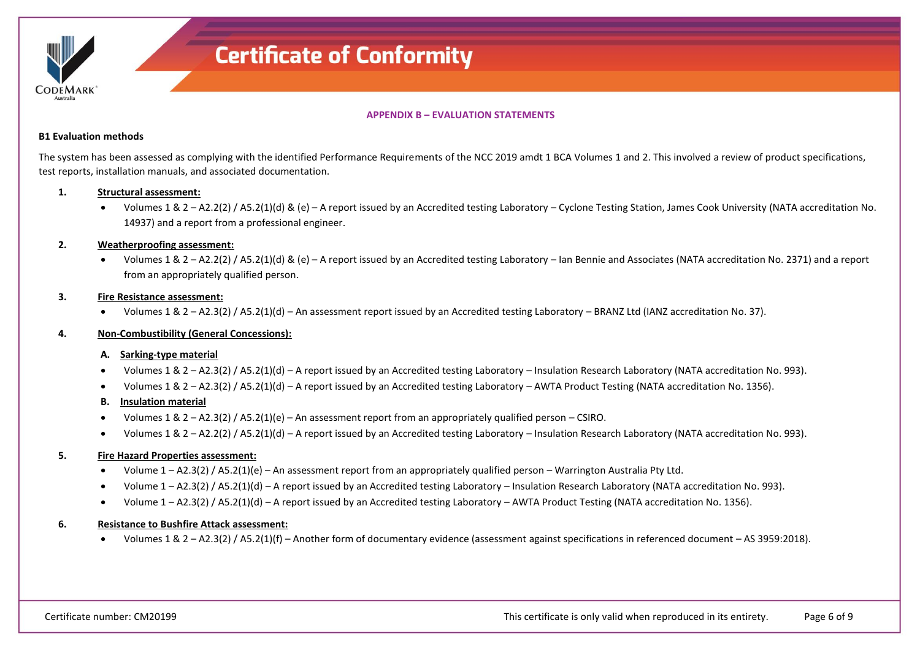# Certificate of Conformity

## APPENDIX B – EVALUATION STATEMENTS

### B1 Evaluation methods

The system has been assessed as complying with the identified Performance Requirements of the NCC 2019 amdt 1 BCA Volumes 1 and 2. This involved a review of product specifications, test reports, installation manuals, and associated documentation.

1. **Structural assessment:**
   - Volumes 1 & 2 – A2.2(2) / A5.2(1)(d) & (e) – A report issued by an Accredited testing Laboratory – Cyclone Testing Station, James Cook University (NATA accreditation No. 14937) and a report from a professional engineer.

2. **Weatherproofing assessment:**
   - Volumes 1 & 2 – A2.2(2) / A5.2(1)(d) & (e) – A report issued by an Accredited testing Laboratory – Ian Bennie and Associates (NATA accreditation No. 2371) and a report from an appropriately qualified person.

3. **Fire Resistance assessment:**
   - Volumes 1 & 2 – A2.3(2) / A5.2(1)(d) – An assessment report issued by an Accredited testing Laboratory – BRANZ Ltd (IANZ accreditation No. 37).

4. **Non-Combustibility (General Concessions):**

   A. **Sarking-type material**
   - Volumes 1 & 2 – A2.3(2) / A5.2(1)(d) – A report issued by an Accredited testing Laboratory – Insulation Research Laboratory (NATA accreditation No. 993).
   - Volumes 1 & 2 – A2.3(2) / A5.2(1)(d) – A report issued by an Accredited testing Laboratory – AWTA Product Testing (NATA accreditation No. 1356).

   B. **Insulation material**
   - Volumes 1 & 2 – A2.3(2) / A5.2(1)(e) – An assessment report from an appropriately qualified person – CSIRO.
   - Volumes 1 & 2 – A2.2(2) / A5.2(1)(d) – A report issued by an Accredited testing Laboratory – Insulation Research Laboratory (NATA accreditation No. 993).

5. **Fire Hazard Properties assessment:**
   - Volume 1 – A2.3(2) / A5.2(1)(e) – An assessment report from an appropriately qualified person – Warrington Australia Pty Ltd.
   - Volume 1 – A2.3(2) / A5.2(1)(d) – A report issued by an Accredited testing Laboratory – Insulation Research Laboratory (NATA accreditation No. 993).
   - Volume 1 – A2.3(2) / A5.2(1)(d) – A report issued by an Accredited testing Laboratory – AWTA Product Testing (NATA accreditation No. 1356).

6. **Resistance to Bushfire Attack assessment:**
   - Volumes 1 & 2 – A2.3(2) / A5.2(1)(f) – Another form of documentary evidence (assessment against specifications in referenced document – AS 3959:2018).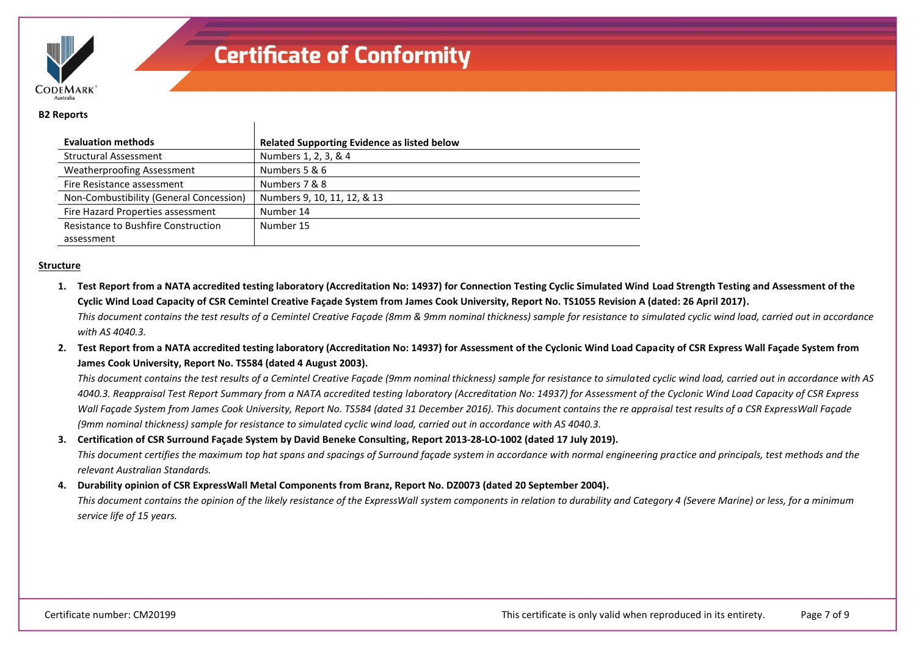**B2 Reports**

| Evaluation methods | Related Supporting Evidence as listed below |
|---|---|
| Structural Assessment | Numbers 1, 2, 3, & 4 |
| Weatherproofing Assessment | Numbers 5 & 6 |
| Fire Resistance assessment | Numbers 7 & 8 |
| Non-Combustibility (General Concession) | Numbers 9, 10, 11, 12, & 13 |
| Fire Hazard Properties assessment | Number 14 |
| Resistance to Bushfire Construction assessment | Number 15 |

**Structure**

1. **Test Report from a NATA accredited testing laboratory (Accreditation No: 14937) for Connection Testing Cyclic Simulated Wind Load Strength Testing and Assessment of the Cyclic Wind Load Capacity of CSR Cemintel Creative Façade System from James Cook University, Report No. TS1055 Revision A (dated: 26 April 2017).**
   *This document contains the test results of a Cemintel Creative Façade (8mm & 9mm nominal thickness) sample for resistance to simulated cyclic wind load, carried out in accordance with AS 4040.3.*

2. **Test Report from a NATA accredited testing laboratory (Accreditation No: 14937) for Assessment of the Cyclonic Wind Load Capacity of CSR Express Wall Façade System from James Cook University, Report No. TS584 (dated 4 August 2003).**
   *This document contains the test results of a Cemintel Creative Façade (9mm nominal thickness) sample for resistance to simulated cyclic wind load, carried out in accordance with AS 4040.3. Reappraisal Test Report Summary from a NATA accredited testing laboratory (Accreditation No: 14937) for Assessment of the Cyclonic Wind Load Capacity of CSR Express Wall Façade System from James Cook University, Report No. TS584 (dated 31 December 2016). This document contains the re appraisal test results of a CSR ExpressWall Façade (9mm nominal thickness) sample for resistance to simulated cyclic wind load, carried out in accordance with AS 4040.3.*

3. **Certification of CSR Surround Façade System by David Beneke Consulting, Report 2013-28-LO-1002 (dated 17 July 2019).**
   *This document certifies the maximum top hat spans and spacings of Surround façade system in accordance with normal engineering practice and principals, test methods and the relevant Australian Standards.*

4. **Durability opinion of CSR ExpressWall Metal Components from Branz, Report No. DZ0073 (dated 20 September 2004).**
   *This document contains the opinion of the likely resistance of the ExpressWall system components in relation to durability and Category 4 (Severe Marine) or less, for a minimum service life of 15 years.*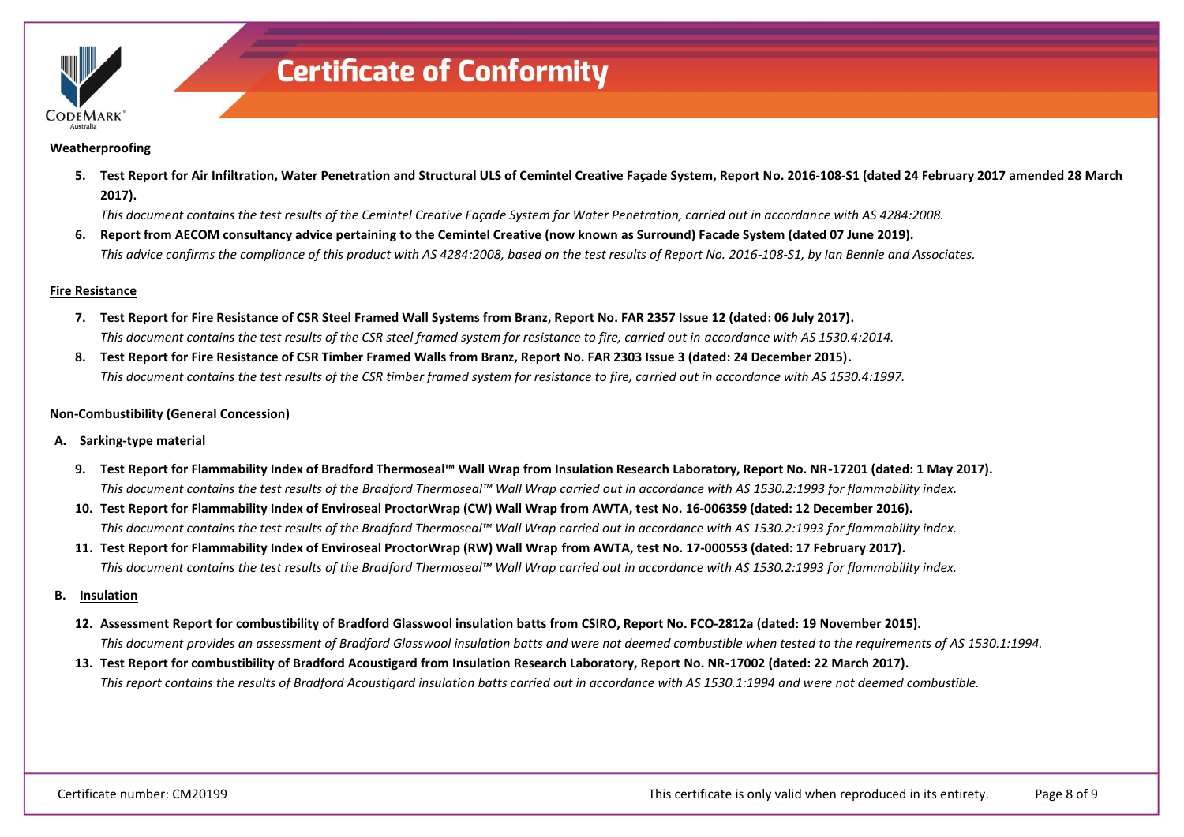**Weatherproofing**

5. **Test Report for Air Infiltration, Water Penetration and Structural ULS of Cemintel Creative Façade System, Report No. 2016-108-S1 (dated 24 February 2017 amended 28 March 2017).**
   *This document contains the test results of the Cemintel Creative Façade System for Water Penetration, carried out in accordance with AS 4284:2008.*
6. **Report from AECOM consultancy advice pertaining to the Cemintel Creative (now known as Surround) Facade System (dated 07 June 2019).**
   *This advice confirms the compliance of this product with AS 4284:2008, based on the test results of Report No. 2016-108-S1, by Ian Bennie and Associates.*

**Fire Resistance**

7. **Test Report for Fire Resistance of CSR Steel Framed Wall Systems from Branz, Report No. FAR 2357 Issue 12 (dated: 06 July 2017).**
   *This document contains the test results of the CSR steel framed system for resistance to fire, carried out in accordance with AS 1530.4:2014.*
8. **Test Report for Fire Resistance of CSR Timber Framed Walls from Branz, Report No. FAR 2303 Issue 3 (dated: 24 December 2015).**
   *This document contains the test results of the CSR timber framed system for resistance to fire, carried out in accordance with AS 1530.4:1997.*

**Non-Combustibility (General Concession)**

A. **Sarking-type material**

9. **Test Report for Flammability Index of Bradford Thermoseal™ Wall Wrap from Insulation Research Laboratory, Report No. NR-17201 (dated: 1 May 2017).**
   *This document contains the test results of the Bradford Thermoseal™ Wall Wrap carried out in accordance with AS 1530.2:1993 for flammability index.*
10. **Test Report for Flammability Index of Enviroseal ProctorWrap (CW) Wall Wrap from AWTA, test No. 16-006359 (dated: 12 December 2016).**
    *This document contains the test results of the Bradford Thermoseal™ Wall Wrap carried out in accordance with AS 1530.2:1993 for flammability index.*
11. **Test Report for Flammability Index of Enviroseal ProctorWrap (RW) Wall Wrap from AWTA, test No. 17-000553 (dated: 17 February 2017).**
    *This document contains the test results of the Bradford Thermoseal™ Wall Wrap carried out in accordance with AS 1530.2:1993 for flammability index.*

B. **Insulation**

12. **Assessment Report for combustibility of Bradford Glasswool insulation batts from CSIRO, Report No. FCO-2812a (dated: 19 November 2015).**
    *This document provides an assessment of Bradford Glasswool insulation batts and were not deemed combustible when tested to the requirements of AS 1530.1:1994.*
13. **Test Report for combustibility of Bradford Acoustigard from Insulation Research Laboratory, Report No. NR-17002 (dated: 22 March 2017).**
    *This report contains the results of Bradford Acoustigard insulation batts carried out in accordance with AS 1530.1:1994 and were not deemed combustible.*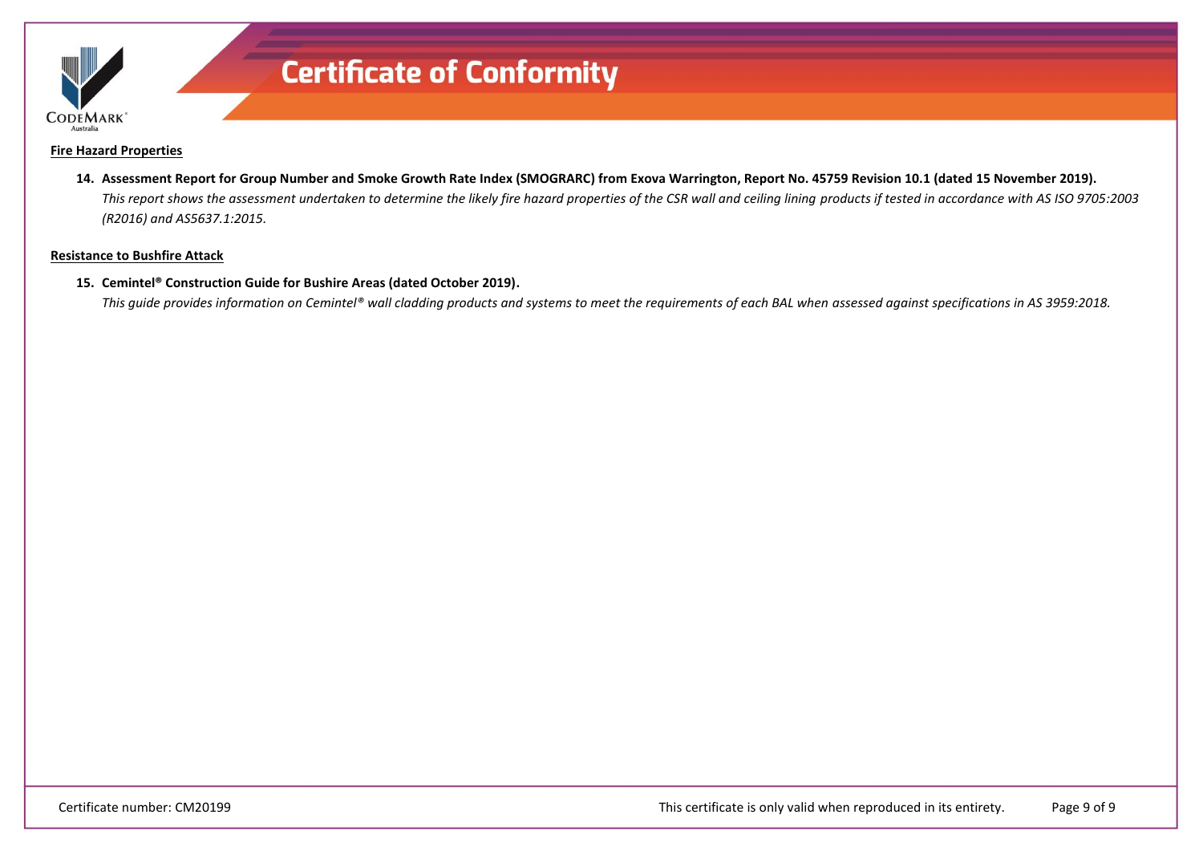**Fire Hazard Properties**

14. **Assessment Report for Group Number and Smoke Growth Rate Index (SMOGRARC) from Exova Warrington, Report No. 45759 Revision 10.1 (dated 15 November 2019).**
    *This report shows the assessment undertaken to determine the likely fire hazard properties of the CSR wall and ceiling lining products if tested in accordance with AS ISO 9705:2003 (R2016) and AS5637.1:2015.*

**Resistance to Bushfire Attack**

15. **Cemintel® Construction Guide for Bushire Areas (dated October 2019).**
    *This guide provides information on Cemintel® wall cladding products and systems to meet the requirements of each BAL when assessed against specifications in AS 3959:2018.*